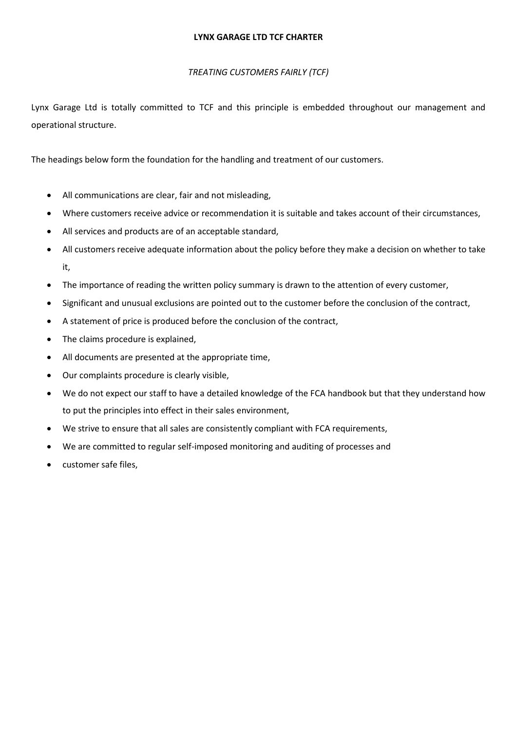# LYNX GARAGE LTD TCF CHARTER

*TREATING CUSTOMERS FAIRLY (TCF)*

Lynx Garage Ltd is totally committed to TCF and this principle is embedded throughout our management and operational structure.

The headings below form the foundation for the handling and treatment of our customers.

- All communications are clear, fair and not misleading,
- Where customers receive advice or recommendation it is suitable and takes account of their circumstances,
- All services and products are of an acceptable standard,
- All customers receive adequate information about the policy before they make a decision on whether to take it,
- The importance of reading the written policy summary is drawn to the attention of every customer,
- Significant and unusual exclusions are pointed out to the customer before the conclusion of the contract,
- A statement of price is produced before the conclusion of the contract,
- The claims procedure is explained,
- All documents are presented at the appropriate time,
- Our complaints procedure is clearly visible,
- We do not expect our staff to have a detailed knowledge of the FCA handbook but that they understand how to put the principles into effect in their sales environment,
- We strive to ensure that all sales are consistently compliant with FCA requirements,
- We are committed to regular self-imposed monitoring and auditing of processes and
- customer safe files,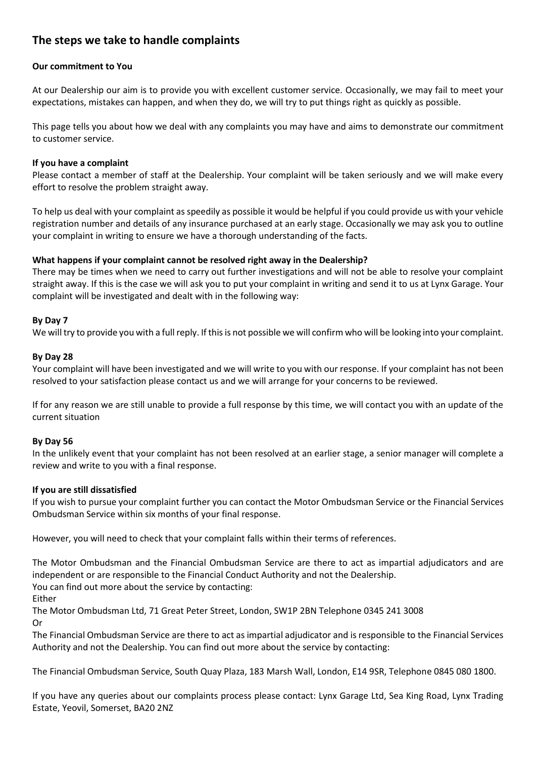## The steps we take to handle complaints

**Our commitment to You**

At our Dealership our aim is to provide you with excellent customer service. Occasionally, we may fail to meet your expectations, mistakes can happen, and when they do, we will try to put things right as quickly as possible.

This page tells you about how we deal with any complaints you may have and aims to demonstrate our commitment to customer service.

**If you have a complaint**

Please contact a member of staff at the Dealership. Your complaint will be taken seriously and we will make every effort to resolve the problem straight away.

To help us deal with your complaint as speedily as possible it would be helpful if you could provide us with your vehicle registration number and details of any insurance purchased at an early stage. Occasionally we may ask you to outline your complaint in writing to ensure we have a thorough understanding of the facts.

**What happens if your complaint cannot be resolved right away in the Dealership?**

There may be times when we need to carry out further investigations and will not be able to resolve your complaint straight away. If this is the case we will ask you to put your complaint in writing and send it to us at Lynx Garage. Your complaint will be investigated and dealt with in the following way:

**By Day 7**

We will try to provide you with a full reply. If this is not possible we will confirm who will be looking into your complaint.

**By Day 28**

Your complaint will have been investigated and we will write to you with our response. If your complaint has not been resolved to your satisfaction please contact us and we will arrange for your concerns to be reviewed.

If for any reason we are still unable to provide a full response by this time, we will contact you with an update of the current situation

**By Day 56**

In the unlikely event that your complaint has not been resolved at an earlier stage, a senior manager will complete a review and write to you with a final response.

**If you are still dissatisfied**

If you wish to pursue your complaint further you can contact the Motor Ombudsman Service or the Financial Services Ombudsman Service within six months of your final response.

However, you will need to check that your complaint falls within their terms of references.

The Motor Ombudsman and the Financial Ombudsman Service are there to act as impartial adjudicators and are independent or are responsible to the Financial Conduct Authority and not the Dealership.
You can find out more about the service by contacting:
Either
The Motor Ombudsman Ltd, 71 Great Peter Street, London, SW1P 2BN Telephone 0345 241 3008
Or
The Financial Ombudsman Service are there to act as impartial adjudicator and is responsible to the Financial Services Authority and not the Dealership. You can find out more about the service by contacting:

The Financial Ombudsman Service, South Quay Plaza, 183 Marsh Wall, London, E14 9SR, Telephone 0845 080 1800.

If you have any queries about our complaints process please contact: Lynx Garage Ltd, Sea King Road, Lynx Trading Estate, Yeovil, Somerset, BA20 2NZ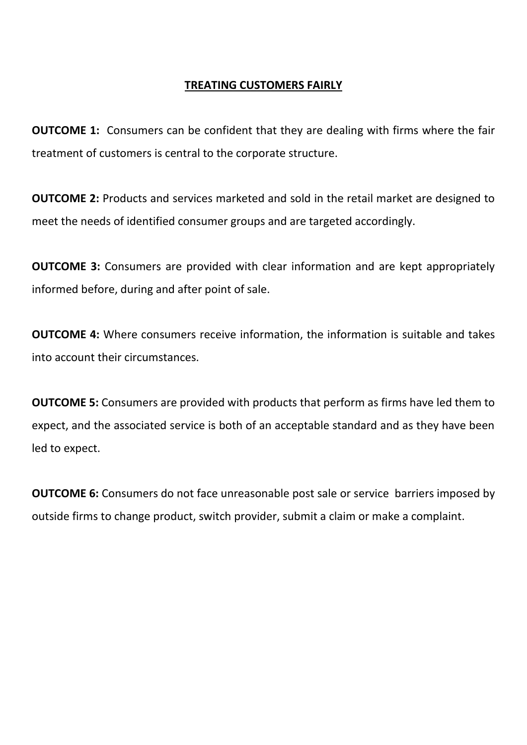# TREATING CUSTOMERS FAIRLY

**OUTCOME 1:** Consumers can be confident that they are dealing with firms where the fair treatment of customers is central to the corporate structure.

**OUTCOME 2:** Products and services marketed and sold in the retail market are designed to meet the needs of identified consumer groups and are targeted accordingly.

**OUTCOME 3:** Consumers are provided with clear information and are kept appropriately informed before, during and after point of sale.

**OUTCOME 4:** Where consumers receive information, the information is suitable and takes into account their circumstances.

**OUTCOME 5:** Consumers are provided with products that perform as firms have led them to expect, and the associated service is both of an acceptable standard and as they have been led to expect.

**OUTCOME 6:** Consumers do not face unreasonable post sale or service barriers imposed by outside firms to change product, switch provider, submit a claim or make a complaint.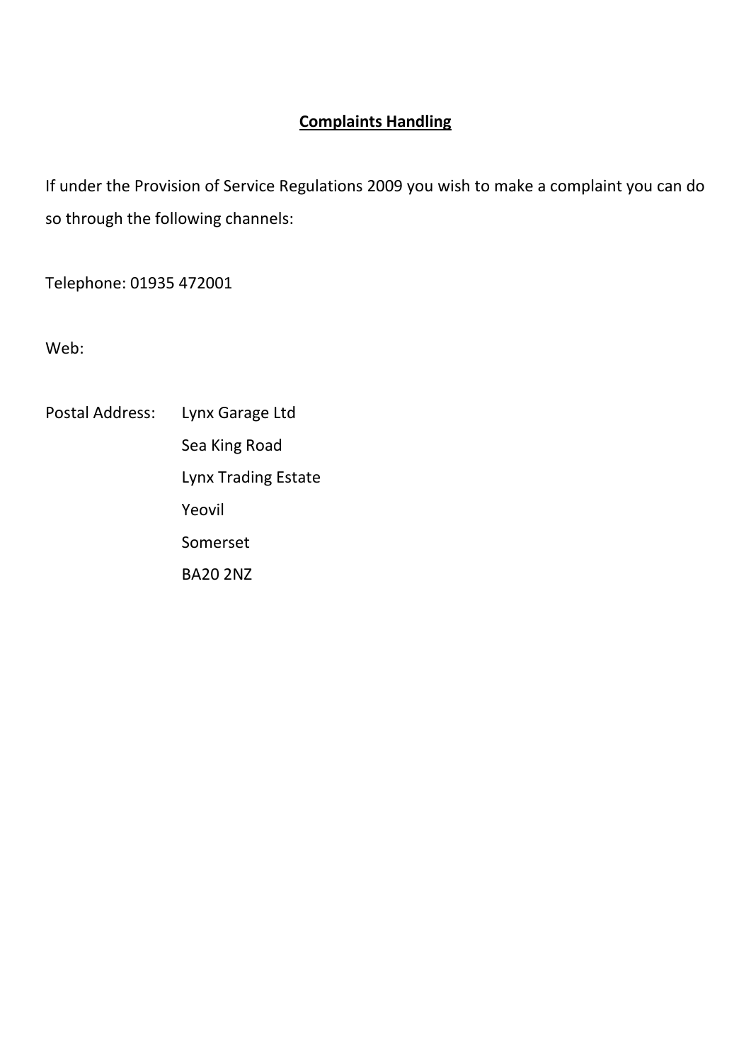## Complaints Handling

If under the Provision of Service Regulations 2009 you wish to make a complaint you can do so through the following channels:

Telephone: 01935 472001

Web:

Postal Address: Lynx Garage Ltd
Sea King Road
Lynx Trading Estate
Yeovil
Somerset
BA20 2NZ